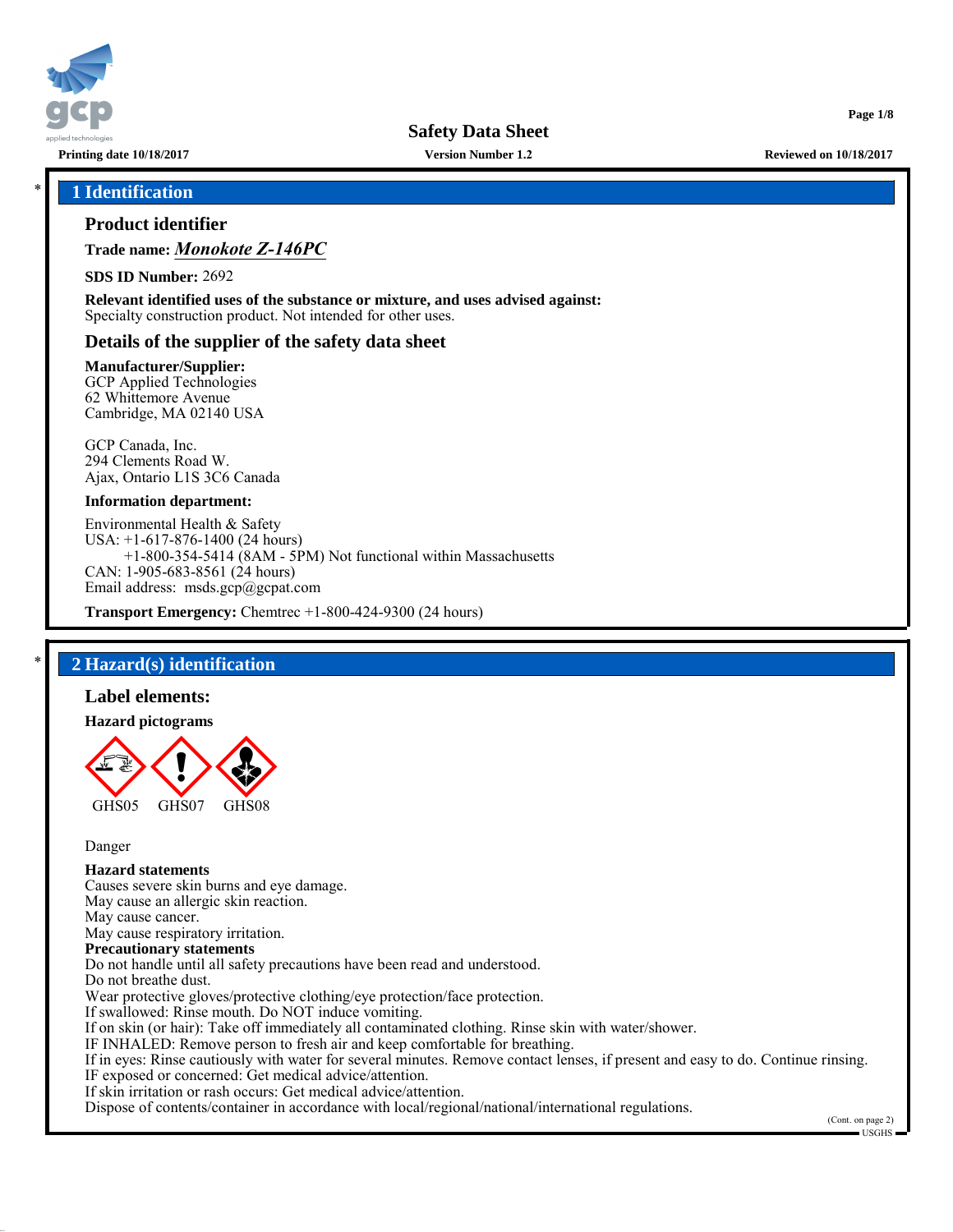# Safety Data Sheet

**Printing date 10/18/2017** | **Version Number 1.2** | **Reviewed on 10/18/2017**

## * 1 Identification

### Product identifier

**Trade name:** ***Monokote Z-146PC***

**SDS ID Number:** 2692

**Relevant identified uses of the substance or mixture, and uses advised against:**
Specialty construction product. Not intended for other uses.

### Details of the supplier of the safety data sheet

**Manufacturer/Supplier:**
GCP Applied Technologies
62 Whittemore Avenue
Cambridge, MA 02140 USA

GCP Canada, Inc.
294 Clements Road W.
Ajax, Ontario L1S 3C6 Canada

**Information department:**

Environmental Health & Safety
USA: +1-617-876-1400 (24 hours)
+1-800-354-5414 (8AM - 5PM) Not functional within Massachusetts
CAN: 1-905-683-8561 (24 hours)
Email address: msds.gcp@gcpat.com

**Transport Emergency:** Chemtrec +1-800-424-9300 (24 hours)

## * 2 Hazard(s) identification

### Label elements:

**Hazard pictograms**

GHS05 GHS07 GHS08

Danger

**Hazard statements**
Causes severe skin burns and eye damage.
May cause an allergic skin reaction.
May cause cancer.
May cause respiratory irritation.

**Precautionary statements**
Do not handle until all safety precautions have been read and understood.
Do not breathe dust.
Wear protective gloves/protective clothing/eye protection/face protection.
If swallowed: Rinse mouth. Do NOT induce vomiting.
If on skin (or hair): Take off immediately all contaminated clothing. Rinse skin with water/shower.
IF INHALED: Remove person to fresh air and keep comfortable for breathing.
If in eyes: Rinse cautiously with water for several minutes. Remove contact lenses, if present and easy to do. Continue rinsing.
IF exposed or concerned: Get medical advice/attention.
If skin irritation or rash occurs: Get medical advice/attention.
Dispose of contents/container in accordance with local/regional/national/international regulations.

(Cont. on page 2)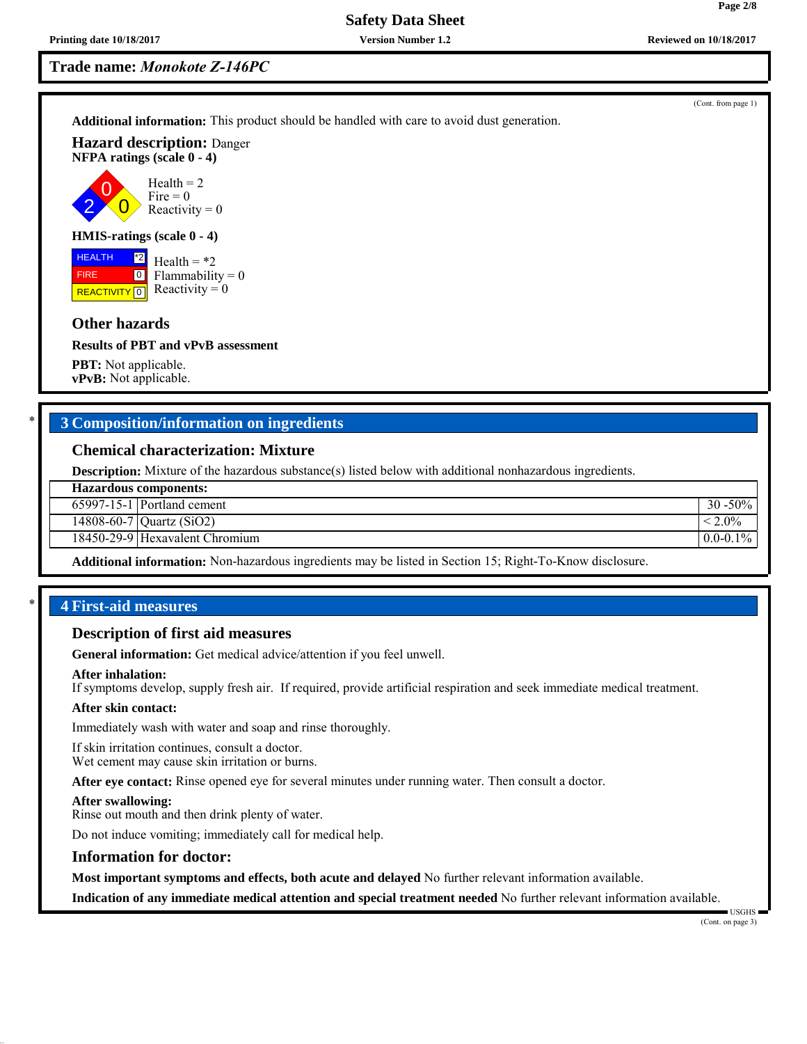**Trade name:** *Monokote Z-146PC*

(Cont. from page 1)

**Additional information:** This product should be handled with care to avoid dust generation.

**Hazard description:** Danger

**NFPA ratings (scale 0 - 4)**

Health = 2
Fire = 0
Reactivity = 0

**HMIS-ratings (scale 0 - 4)**

| | |
|---|---|
| HEALTH | *2 |
| FIRE | 0 |
| REACTIVITY | 0 |

Health = *2
Flammability = 0
Reactivity = 0

### Other hazards

**Results of PBT and vPvB assessment**

**PBT:** Not applicable.
**vPvB:** Not applicable.

## * 3 Composition/information on ingredients

### Chemical characterization: Mixture

**Description:** Mixture of the hazardous substance(s) listed below with additional nonhazardous ingredients.

| Hazardous components: | | |
|---|---|---|
| 65997-15-1 | Portland cement | 30 -50% |
| 14808-60-7 | Quartz (SiO2) | < 2.0% |
| 18450-29-9 | Hexavalent Chromium | 0.0-0.1% |

**Additional information:** Non-hazardous ingredients may be listed in Section 15; Right-To-Know disclosure.

## * 4 First-aid measures

### Description of first aid measures

**General information:** Get medical advice/attention if you feel unwell.

**After inhalation:**
If symptoms develop, supply fresh air. If required, provide artificial respiration and seek immediate medical treatment.

**After skin contact:**

Immediately wash with water and soap and rinse thoroughly.

If skin irritation continues, consult a doctor.
Wet cement may cause skin irritation or burns.

**After eye contact:** Rinse opened eye for several minutes under running water. Then consult a doctor.

**After swallowing:**
Rinse out mouth and then drink plenty of water.

Do not induce vomiting; immediately call for medical help.

### Information for doctor:

**Most important symptoms and effects, both acute and delayed** No further relevant information available.

**Indication of any immediate medical attention and special treatment needed** No further relevant information available.

(Cont. on page 3)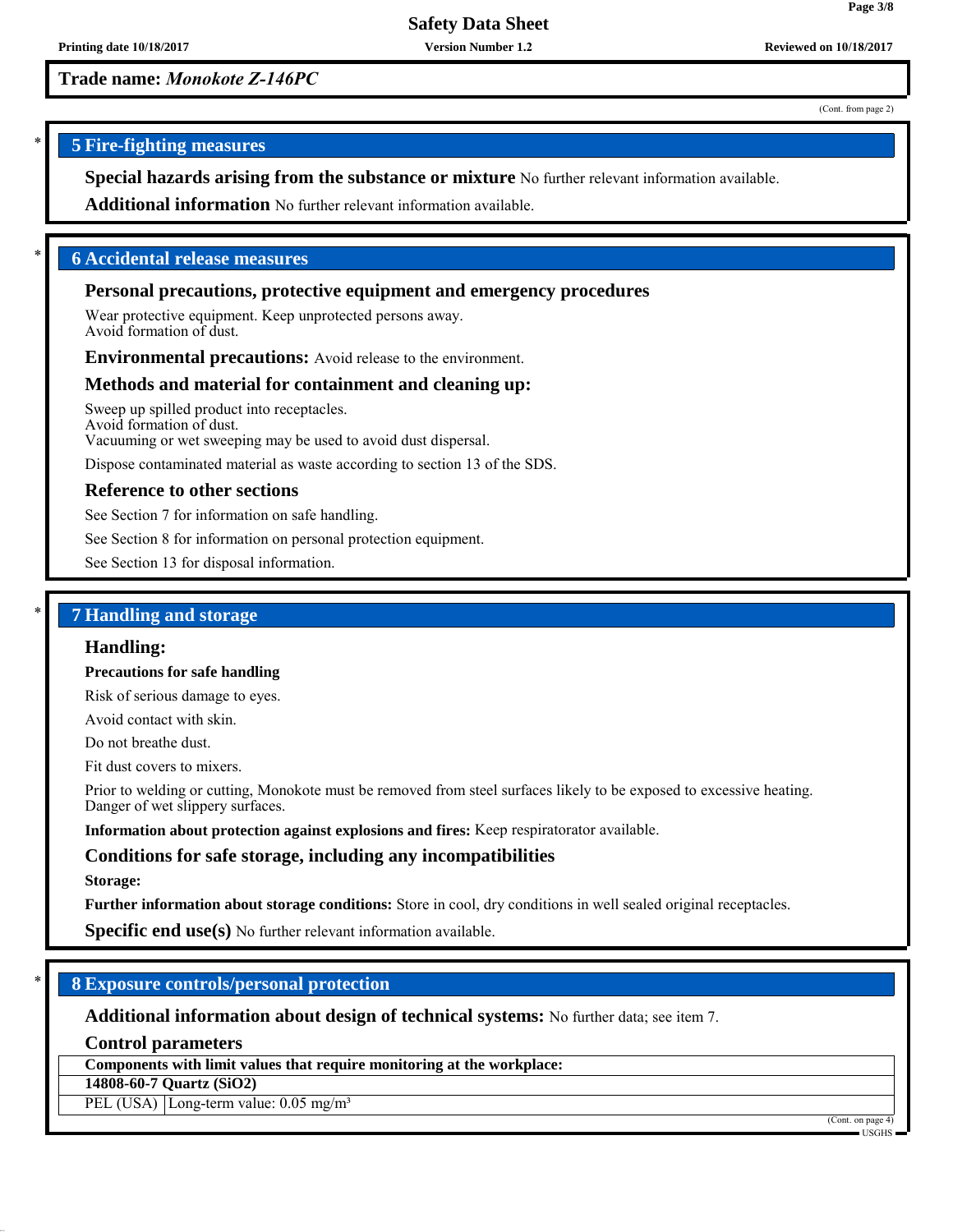**Trade name:** ***Monokote Z-146PC***

(Cont. from page 2)

## 5 Fire-fighting measures

**Special hazards arising from the substance or mixture** No further relevant information available.

**Additional information** No further relevant information available.

## 6 Accidental release measures

### Personal precautions, protective equipment and emergency procedures

Wear protective equipment. Keep unprotected persons away.
Avoid formation of dust.

**Environmental precautions:** Avoid release to the environment.

### Methods and material for containment and cleaning up:

Sweep up spilled product into receptacles.
Avoid formation of dust.
Vacuuming or wet sweeping may be used to avoid dust dispersal.

Dispose contaminated material as waste according to section 13 of the SDS.

### Reference to other sections

See Section 7 for information on safe handling.

See Section 8 for information on personal protection equipment.

See Section 13 for disposal information.

## 7 Handling and storage

### Handling:

**Precautions for safe handling**

Risk of serious damage to eyes.

Avoid contact with skin.

Do not breathe dust.

Fit dust covers to mixers.

Prior to welding or cutting, Monokote must be removed from steel surfaces likely to be exposed to excessive heating.
Danger of wet slippery surfaces.

**Information about protection against explosions and fires:** Keep respiratorator available.

### Conditions for safe storage, including any incompatibilities

**Storage:**

**Further information about storage conditions:** Store in cool, dry conditions in well sealed original receptacles.

**Specific end use(s)** No further relevant information available.

## 8 Exposure controls/personal protection

**Additional information about design of technical systems:** No further data; see item 7.

### Control parameters

| Components with limit values that require monitoring at the workplace: | |
|---|---|
| **14808-60-7 Quartz ($SiO_2$)** | |
| PEL (USA) | Long-term value: 0.05 mg/m³ |

(Cont. on page 4)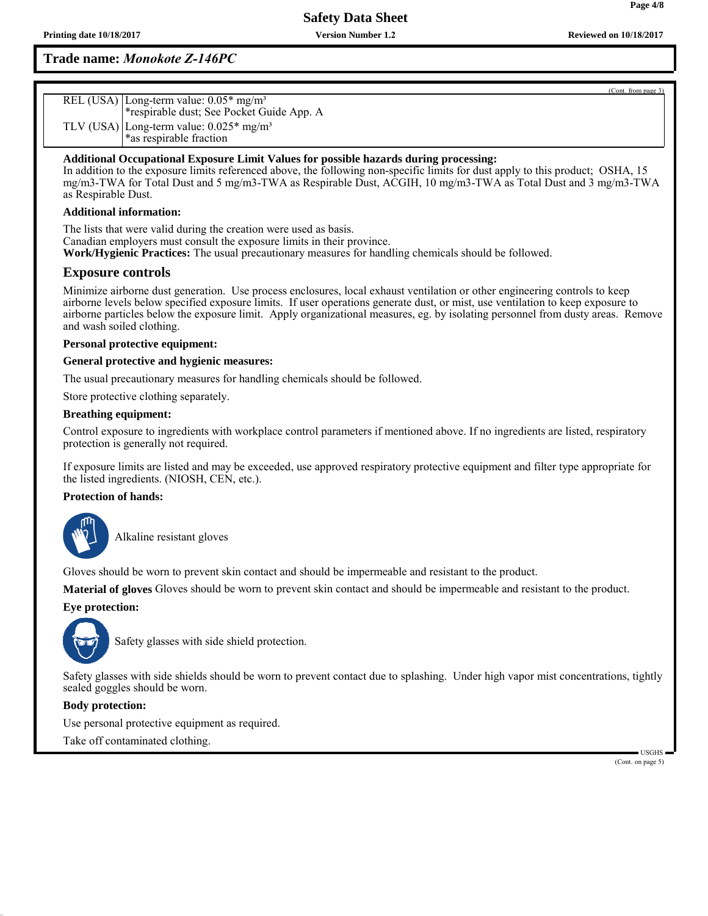**Trade name:** ***Monokote Z-146PC***

(Cont. from page 3)

| | |
|---|---|
| REL (USA) | Long-term value: 0.05* mg/m³<br>*respirable dust; See Pocket Guide App. A |
| TLV (USA) | Long-term value: 0.025* mg/m³<br>*as respirable fraction |

**Additional Occupational Exposure Limit Values for possible hazards during processing:**
In addition to the exposure limits referenced above, the following non-specific limits for dust apply to this product; OSHA, 15 mg/m3-TWA for Total Dust and 5 mg/m3-TWA as Respirable Dust, ACGIH, 10 mg/m3-TWA as Total Dust and 3 mg/m3-TWA as Respirable Dust.

**Additional information:**

The lists that were valid during the creation were used as basis.
Canadian employers must consult the exposure limits in their province.
**Work/Hygienic Practices:** The usual precautionary measures for handling chemicals should be followed.

## Exposure controls

Minimize airborne dust generation. Use process enclosures, local exhaust ventilation or other engineering controls to keep airborne levels below specified exposure limits. If user operations generate dust, or mist, use ventilation to keep exposure to airborne particles below the exposure limit. Apply organizational measures, eg. by isolating personnel from dusty areas. Remove and wash soiled clothing.

**Personal protective equipment:**

**General protective and hygienic measures:**

The usual precautionary measures for handling chemicals should be followed.

Store protective clothing separately.

**Breathing equipment:**

Control exposure to ingredients with workplace control parameters if mentioned above. If no ingredients are listed, respiratory protection is generally not required.

If exposure limits are listed and may be exceeded, use approved respiratory protective equipment and filter type appropriate for the listed ingredients. (NIOSH, CEN, etc.).

**Protection of hands:**

Alkaline resistant gloves

Gloves should be worn to prevent skin contact and should be impermeable and resistant to the product.

**Material of gloves** Gloves should be worn to prevent skin contact and should be impermeable and resistant to the product.

**Eye protection:**

Safety glasses with side shield protection.

Safety glasses with side shields should be worn to prevent contact due to splashing. Under high vapor mist concentrations, tightly sealed goggles should be worn.

**Body protection:**

Use personal protective equipment as required.

Take off contaminated clothing.

(Cont. on page 5)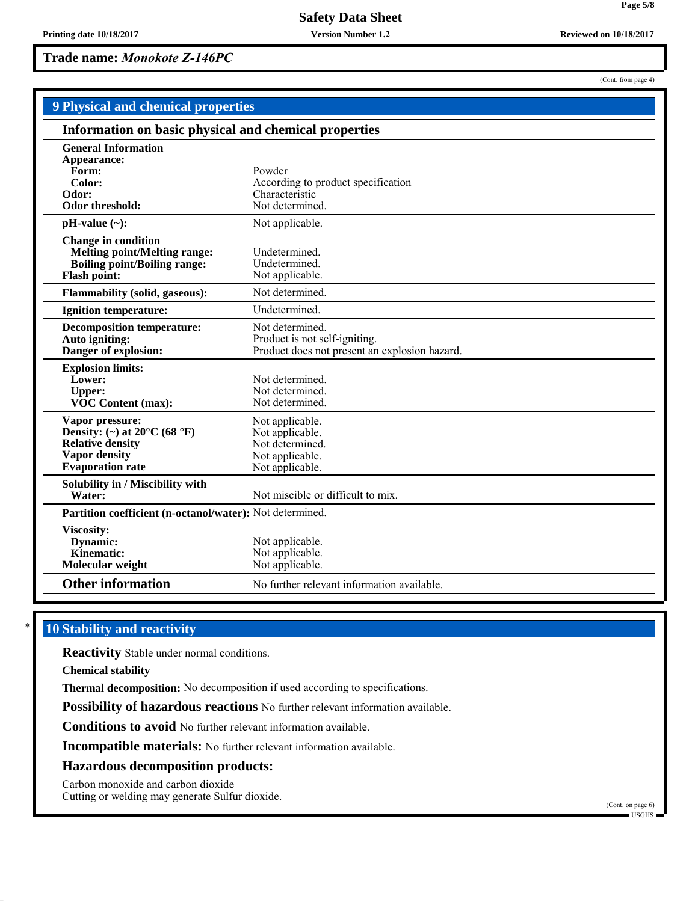**Trade name:** ***Monokote Z-146PC***

(Cont. from page 4)

## 9 Physical and chemical properties

### Information on basic physical and chemical properties

| | |
|---|---|
| **General Information** | |
| **Appearance:** | |
| **Form:** | Powder |
| **Color:** | According to product specification |
| **Odor:** | Characteristic |
| **Odor threshold:** | Not determined. |
| **pH-value (~):** | Not applicable. |
| **Change in condition** | |
| **Melting point/Melting range:** | Undetermined. |
| **Boiling point/Boiling range:** | Undetermined. |
| **Flash point:** | Not applicable. |
| **Flammability (solid, gaseous):** | Not determined. |
| **Ignition temperature:** | Undetermined. |
| **Decomposition temperature:** | Not determined. |
| **Auto igniting:** | Product is not self-igniting. |
| **Danger of explosion:** | Product does not present an explosion hazard. |
| **Explosion limits:** | |
| **Lower:** | Not determined. |
| **Upper:** | Not determined. |
| **VOC Content (max):** | Not determined. |
| **Vapor pressure:** | Not applicable. |
| **Density: (~) at 20°C (68 °F)** | Not applicable. |
| **Relative density** | Not determined. |
| **Vapor density** | Not applicable. |
| **Evaporation rate** | Not applicable. |
| **Solubility in / Miscibility with** | |
| **Water:** | Not miscible or difficult to mix. |
| **Partition coefficient (n-octanol/water):** | Not determined. |
| **Viscosity:** | |
| **Dynamic:** | Not applicable. |
| **Kinematic:** | Not applicable. |
| **Molecular weight** | Not applicable. |
| **Other information** | No further relevant information available. |

\* 

## 10 Stability and reactivity

**Reactivity** Stable under normal conditions.

**Chemical stability**

**Thermal decomposition:** No decomposition if used according to specifications.

**Possibility of hazardous reactions** No further relevant information available.

**Conditions to avoid** No further relevant information available.

**Incompatible materials:** No further relevant information available.

**Hazardous decomposition products:**

Carbon monoxide and carbon dioxide
Cutting or welding may generate Sulfur dioxide.

(Cont. on page 6)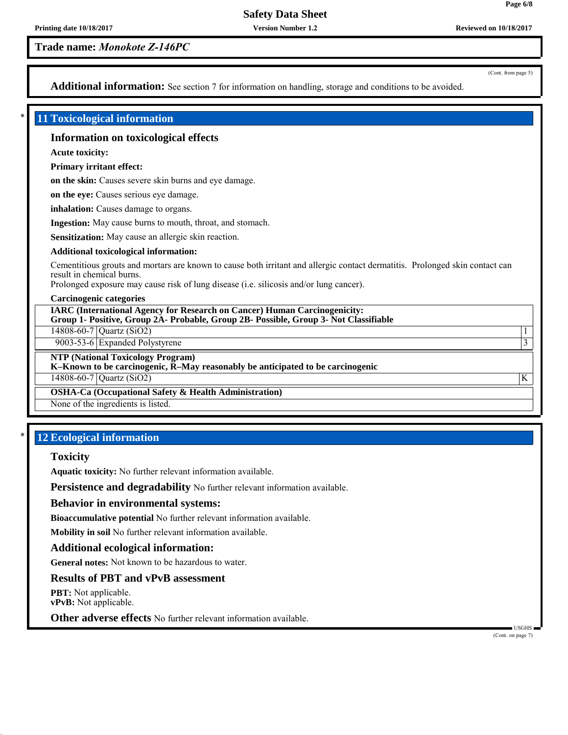**Trade name:** *Monokote Z-146PC*

(Cont. from page 5)

**Additional information:** See section 7 for information on handling, storage and conditions to be avoided.

## * 11 Toxicological information

### Information on toxicological effects

**Acute toxicity:**

**Primary irritant effect:**

**on the skin:** Causes severe skin burns and eye damage.

**on the eye:** Causes serious eye damage.

**inhalation:** Causes damage to organs.

**Ingestion:** May cause burns to mouth, throat, and stomach.

**Sensitization:** May cause an allergic skin reaction.

**Additional toxicological information:**

Cementitious grouts and mortars are known to cause both irritant and allergic contact dermatitis. Prolonged skin contact can result in chemical burns.
Prolonged exposure may cause risk of lung disease (i.e. silicosis and/or lung cancer).

**Carcinogenic categories**

| **IARC (International Agency for Research on Cancer) Human Carcinogenicity: Group 1- Positive, Group 2A- Probable, Group 2B- Possible, Group 3- Not Classifiable** | | |
|---|---|---|
| 14808-60-7 | Quartz ($SiO_2$) | 1 |
| 9003-53-6 | Expanded Polystyrene | 3 |

| **NTP (National Toxicology Program) K–Known to be carcinogenic, R–May reasonably be anticipated to be carcinogenic** | | |
|---|---|---|
| 14808-60-7 | Quartz ($SiO_2$) | K |

| **OSHA-Ca (Occupational Safety & Health Administration)** |
|---|
| None of the ingredients is listed. |

## * 12 Ecological information

### Toxicity

**Aquatic toxicity:** No further relevant information available.

**Persistence and degradability** No further relevant information available.

### Behavior in environmental systems:

**Bioaccumulative potential** No further relevant information available.

**Mobility in soil** No further relevant information available.

### Additional ecological information:

**General notes:** Not known to be hazardous to water.

### Results of PBT and vPvB assessment

**PBT:** Not applicable.
**vPvB:** Not applicable.

**Other adverse effects** No further relevant information available.

(Cont. on page 7)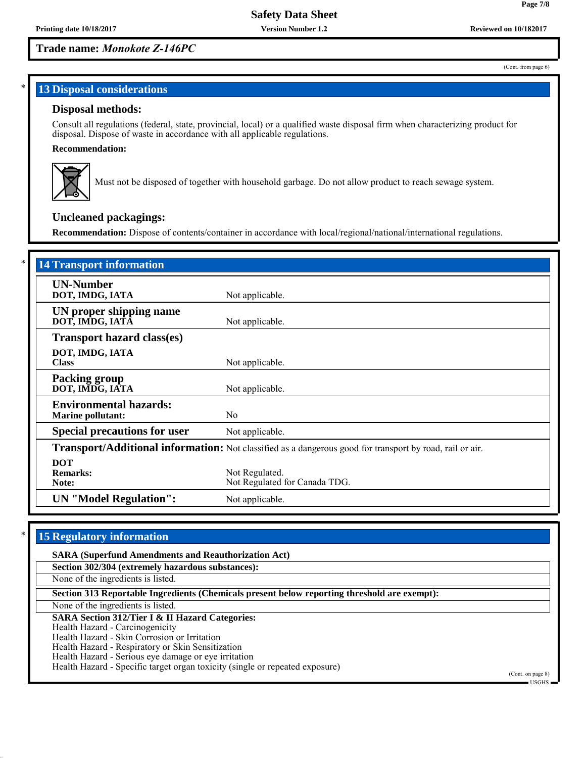**Trade name:** *Monokote Z-146PC*

(Cont. from page 6)

## 13 Disposal considerations

### Disposal methods:

Consult all regulations (federal, state, provincial, local) or a qualified waste disposal firm when characterizing product for disposal. Dispose of waste in accordance with all applicable regulations.

**Recommendation:**

Must not be disposed of together with household garbage. Do not allow product to reach sewage system.

### Uncleaned packagings:

**Recommendation:** Dispose of contents/container in accordance with local/regional/national/international regulations.

## 14 Transport information

| | |
|---|---|
| **UN-Number**<br>**DOT, IMDG, IATA** | Not applicable. |
| **UN proper shipping name**<br>**DOT, IMDG, IATA** | Not applicable. |
| **Transport hazard class(es)**<br>**DOT, IMDG, IATA**<br>**Class** | Not applicable. |
| **Packing group**<br>**DOT, IMDG, IATA** | Not applicable. |
| **Environmental hazards:**<br>**Marine pollutant:** | No |
| **Special precautions for user** | Not applicable. |
| **Transport/Additional information:** | Not classified as a dangerous good for transport by road, rail or air. |
| **DOT**<br>**Remarks:**<br>**Note:** | Not Regulated.<br>Not Regulated for Canada TDG. |
| **UN "Model Regulation":** | Not applicable. |

## 15 Regulatory information

**SARA (Superfund Amendments and Reauthorization Act)**

**Section 302/304 (extremely hazardous substances):**

None of the ingredients is listed.

**Section 313 Reportable Ingredients (Chemicals present below reporting threshold are exempt):**

None of the ingredients is listed.

**SARA Section 312/Tier I & II Hazard Categories:**

Health Hazard - Carcinogenicity
Health Hazard - Skin Corrosion or Irritation
Health Hazard - Respiratory or Skin Sensitization
Health Hazard - Serious eye damage or eye irritation
Health Hazard - Specific target organ toxicity (single or repeated exposure)

(Cont. on page 8)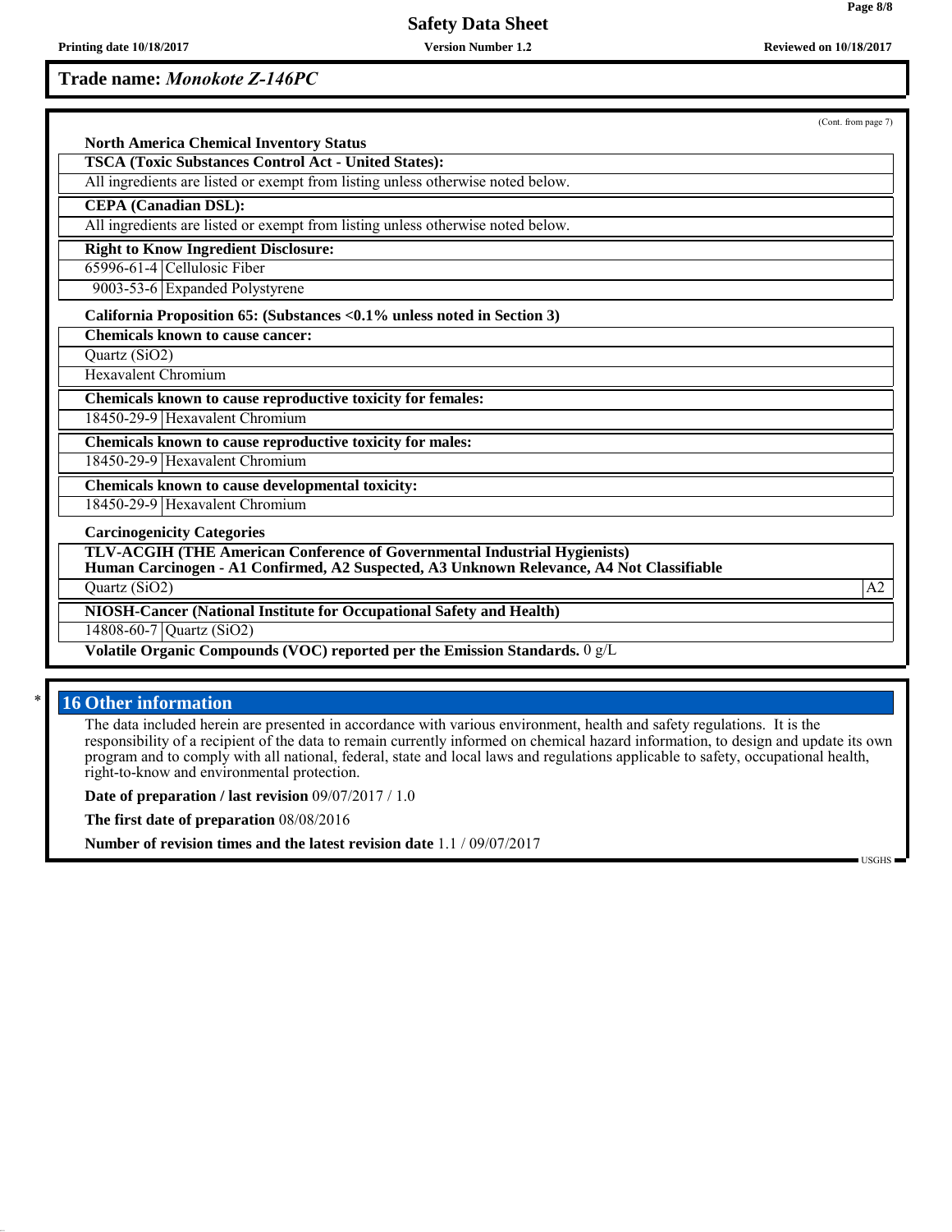Trade name: *Monokote Z-146PC*

(Cont. from page 7)

**North America Chemical Inventory Status**

| **TSCA (Toxic Substances Control Act - United States):** |
| --- |
| All ingredients are listed or exempt from listing unless otherwise noted below. |

| **CEPA (Canadian DSL):** |
| --- |
| All ingredients are listed or exempt from listing unless otherwise noted below. |

| **Right to Know Ingredient Disclosure:** | |
| --- | --- |
| 65996-61-4 | Cellulosic Fiber |
| 9003-53-6 | Expanded Polystyrene |

**California Proposition 65: (Substances <0.1% unless noted in Section 3)**

| **Chemicals known to cause cancer:** |
| --- |
| Quartz ($SiO_2$) |
| Hexavalent Chromium |

| **Chemicals known to cause reproductive toxicity for females:** | |
| --- | --- |
| 18450-29-9 | Hexavalent Chromium |

| **Chemicals known to cause reproductive toxicity for males:** | |
| --- | --- |
| 18450-29-9 | Hexavalent Chromium |

| **Chemicals known to cause developmental toxicity:** | |
| --- | --- |
| 18450-29-9 | Hexavalent Chromium |

**Carcinogenicity Categories**

| **TLV-ACGIH (THE American Conference of Governmental Industrial Hygienists) Human Carcinogen - A1 Confirmed, A2 Suspected, A3 Unknown Relevance, A4 Not Classifiable** | |
| --- | --- |
| Quartz ($SiO_2$) | A2 |

| **NIOSH-Cancer (National Institute for Occupational Safety and Health)** | |
| --- | --- |
| 14808-60-7 | Quartz ($SiO_2$) |

**Volatile Organic Compounds (VOC) reported per the Emission Standards.** 0 g/L

## 16 Other information

The data included herein are presented in accordance with various environment, health and safety regulations. It is the responsibility of a recipient of the data to remain currently informed on chemical hazard information, to design and update its own program and to comply with all national, federal, state and local laws and regulations applicable to safety, occupational health, right-to-know and environmental protection.

**Date of preparation / last revision** 09/07/2017 / 1.0

**The first date of preparation** 08/08/2016

**Number of revision times and the latest revision date** 1.1 / 09/07/2017